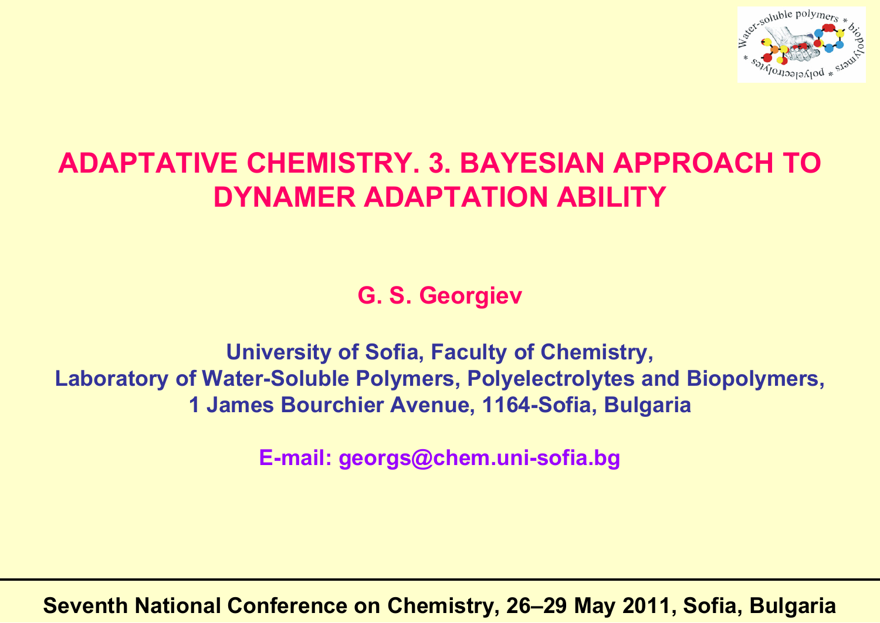# ADAPTATIVE CHEMISTRY. 3. BAYESIAN APPROACH TO DYNAMER ADAPTATION ABILITY

**G. S. Georgiev**

**University of Sofia, Faculty of Chemistry,**
**Laboratory of Water-Soluble Polymers, Polyelectrolytes and Biopolymers,**
**1 James Bourchier Avenue, 1164-Sofia, Bulgaria**

**E-mail: georgs@chem.uni-sofia.bg**

**Seventh National Conference on Chemistry, 26–29 May 2011, Sofia, Bulgaria**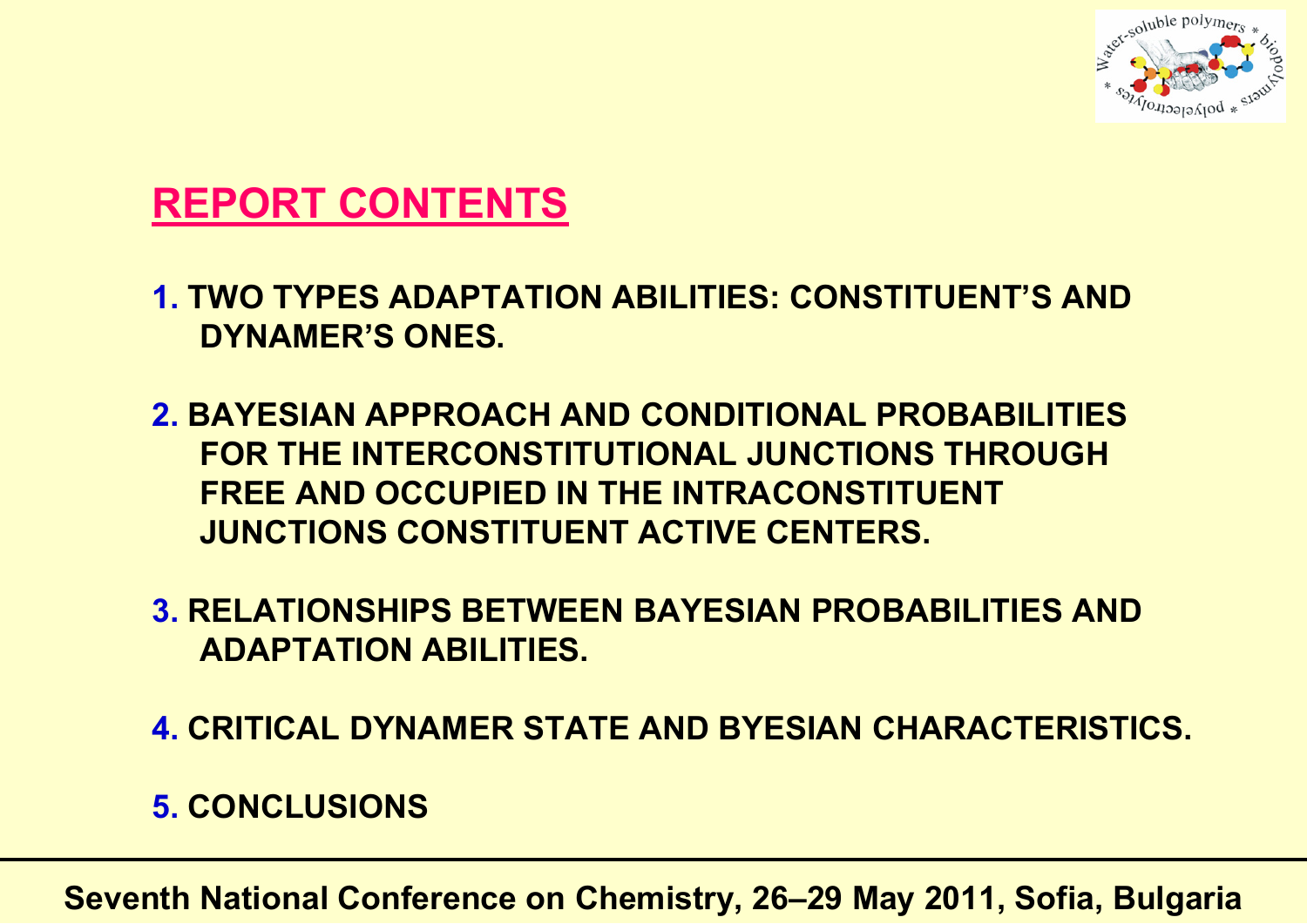## REPORT CONTENTS

1. TWO TYPES ADAPTATION ABILITIES: CONSTITUENT'S AND DYNAMER'S ONES.

2. BAYESIAN APPROACH AND CONDITIONAL PROBABILITIES FOR THE INTERCONSTITUTIONAL JUNCTIONS THROUGH FREE AND OCCUPIED IN THE INTRACONSTITUENT JUNCTIONS CONSTITUENT ACTIVE CENTERS.

3. RELATIONSHIPS BETWEEN BAYESIAN PROBABILITIES AND ADAPTATION ABILITIES.

4. CRITICAL DYNAMER STATE AND BYESIAN CHARACTERISTICS.

5. CONCLUSIONS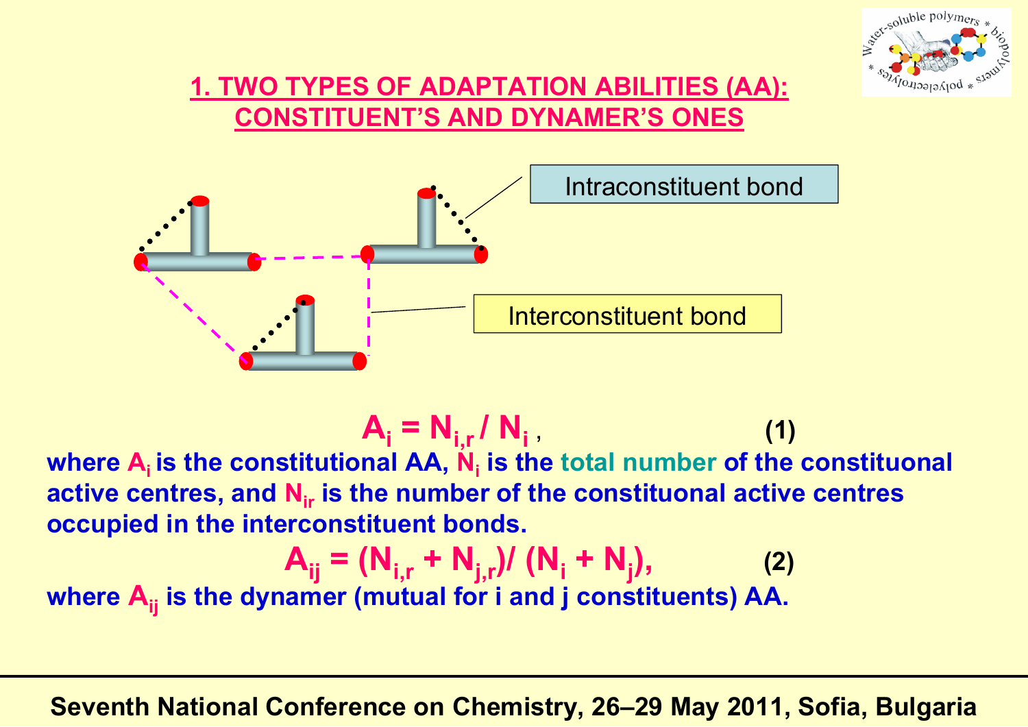## 1. TWO TYPES OF ADAPTATION ABILITIES (AA): CONSTITUENT'S AND DYNAMER'S ONES

Intraconstituent bond

Interconstituent bond

$$A_i = N_{i,r} / N_i \,, \qquad (1)$$

**where $A_i$ is the constitutional AA, $N_i$ is the total number of the constituonal active centres, and $N_{ir}$ is the number of the constituonal active centres occupied in the interconstituent bonds.**

$$A_{ij} = (N_{i,r} + N_{j,r}) / (N_i + N_j), \qquad (2)$$

**where $A_{ij}$ is the dynamer (mutual for i and j constituents) AA.**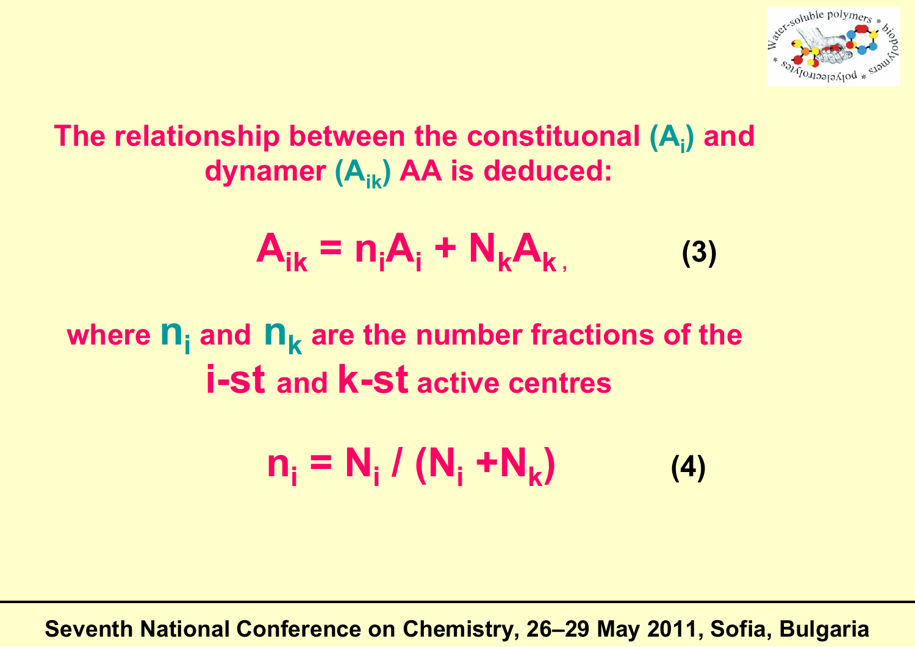The relationship between the constituonal ($A_i$) and dynamer ($A_{ik}$) AA is deduced:

$$A_{ik} = n_i A_i + N_k A_k \, , \qquad (3)$$

where $n_i$ and $n_k$ are the number fractions of the **i-st** and **k-st** active centres

$$n_i = N_i / (N_i + N_k) \qquad (4)$$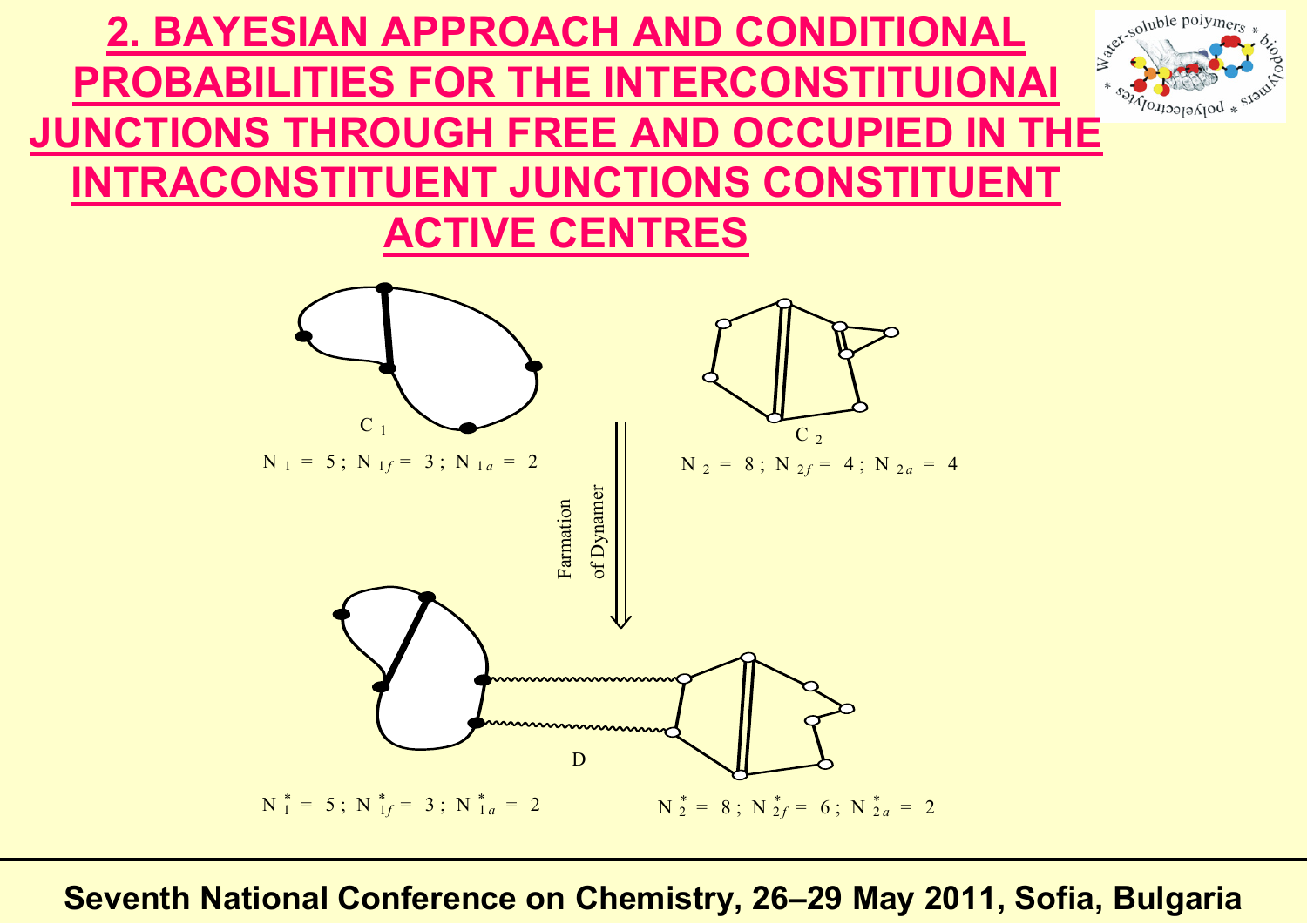# 2. BAYESIAN APPROACH AND CONDITIONAL PROBABILITIES FOR THE INTERCONSTITUIONAI JUNCTIONS THROUGH FREE AND OCCUPIED IN THE INTRACONSTITUENT JUNCTIONS CONSTITUENT ACTIVE CENTRES

$C_1$

$N_1 = 5$; $N_{1f} = 3$; $N_{1a} = 2$

$C_2$

$N_2 = 8$; $N_{2f} = 4$; $N_{2a} = 4$

Farmation of Dynamer

D

$N_1^* = 5$; $N_{1f}^* = 3$; $N_{1a}^* = 2$

$N_2^* = 8$; $N_{2f}^* = 6$; $N_{2a}^* = 2$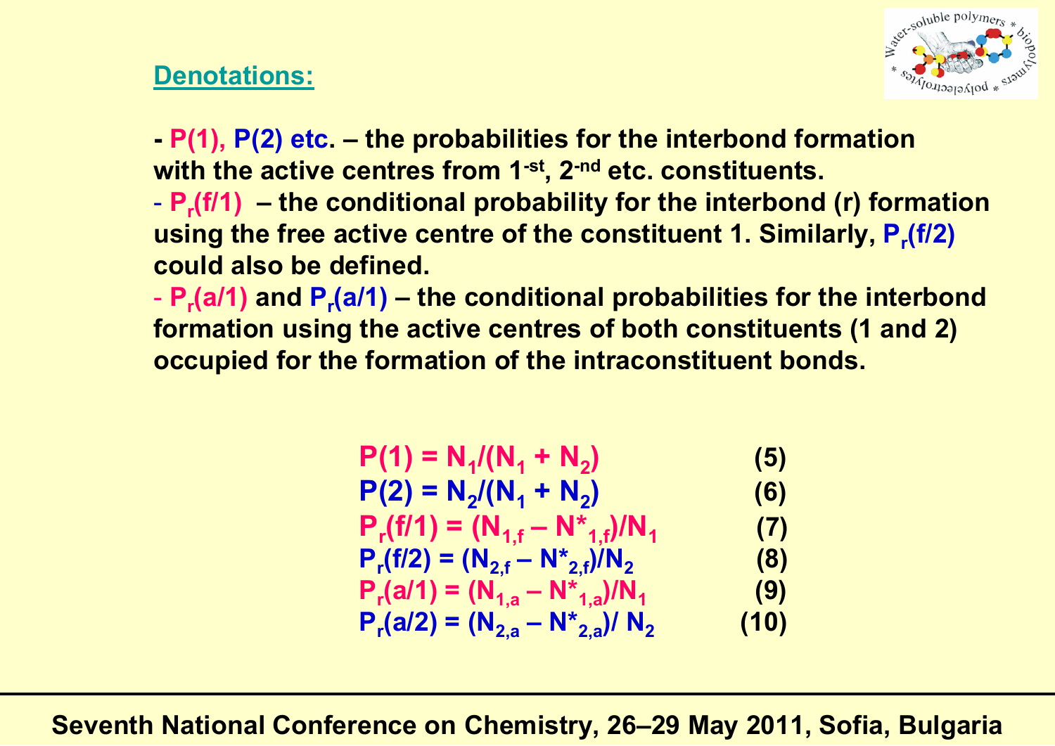## Denotations:

- $P(1)$, $P(2)$ etc. – the probabilities for the interbond formation with the active centres from 1-st, 2-nd etc. constituents.
- $P_r(f/1)$ – the conditional probability for the interbond (r) formation using the free active centre of the constituent 1. Similarly, $P_r(f/2)$ could also be defined.
- $P_r(a/1)$ and $P_r(a/1)$ – the conditional probabilities for the interbond formation using the active centres of both constituents (1 and 2) occupied for the formation of the intraconstituent bonds.

$$P(1) = N_1/(N_1 + N_2) \quad (5)$$

$$P(2) = N_2/(N_1 + N_2) \quad (6)$$

$$P_r(f/1) = (N_{1,f} - N^*_{1,f})/N_1 \quad (7)$$

$$P_r(f/2) = (N_{2,f} - N^*_{2,f})/N_2 \quad (8)$$

$$P_r(a/1) = (N_{1,a} - N^*_{1,a})/N_1 \quad (9)$$

$$P_r(a/2) = (N_{2,a} - N^*_{2,a})/ N_2 \quad (10)$$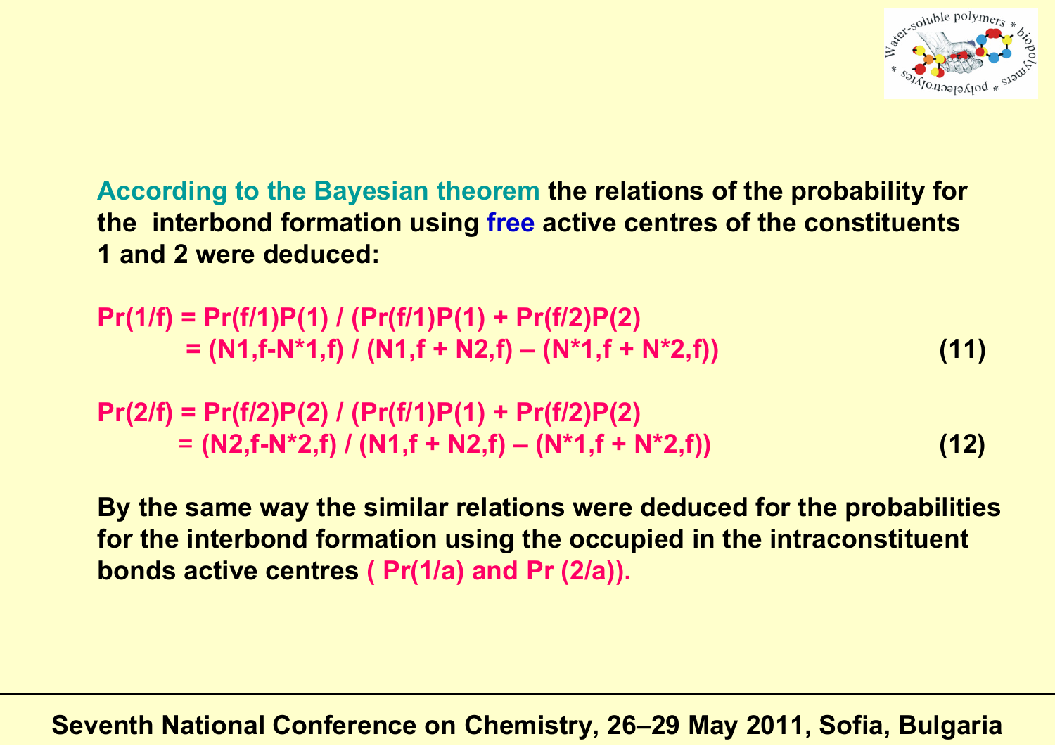**According to the Bayesian theorem the relations of the probability for the interbond formation using free active centres of the constituents 1 and 2 were deduced:**

$$Pr(1/f) = Pr(f/1)P(1) / (Pr(f/1)P(1) + Pr(f/2)P(2)$$
$$= (N_{1,f} - N^*_{1,f}) / (N_{1,f} + N_{2,f}) - (N^*_{1,f} + N^*_{2,f})) \qquad (11)$$

$$Pr(2/f) = Pr(f/2)P(2) / (Pr(f/1)P(1) + Pr(f/2)P(2)$$
$$= (N_{2,f} - N^*_{2,f}) / (N_{1,f} + N_{2,f}) - (N^*_{1,f} + N^*_{2,f})) \qquad (12)$$

**By the same way the similar relations were deduced for the probabilities for the interbond formation using the occupied in the intraconstituent bonds active centres ( Pr(1/a) and Pr (2/a)).**

**Seventh National Conference on Chemistry, 26–29 May 2011, Sofia, Bulgaria**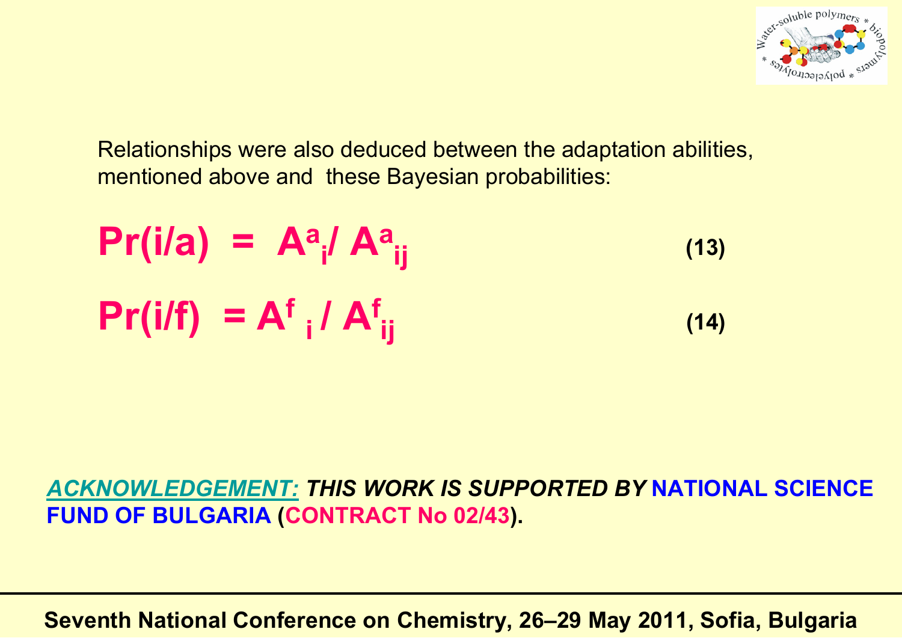Relationships were also deduced between the adaptation abilities, mentioned above and these Bayesian probabilities:

$$Pr(i/a) = A^{a}_{i} / A^{a}_{ij} \qquad (13)$$

$$Pr(i/f) = A^{f}_{i} / A^{f}_{ij} \qquad (14)$$

***ACKNOWLEDGEMENT:*** ***THIS WORK IS SUPPORTED BY*** **NATIONAL SCIENCE FUND OF BULGARIA (CONTRACT No 02/43).**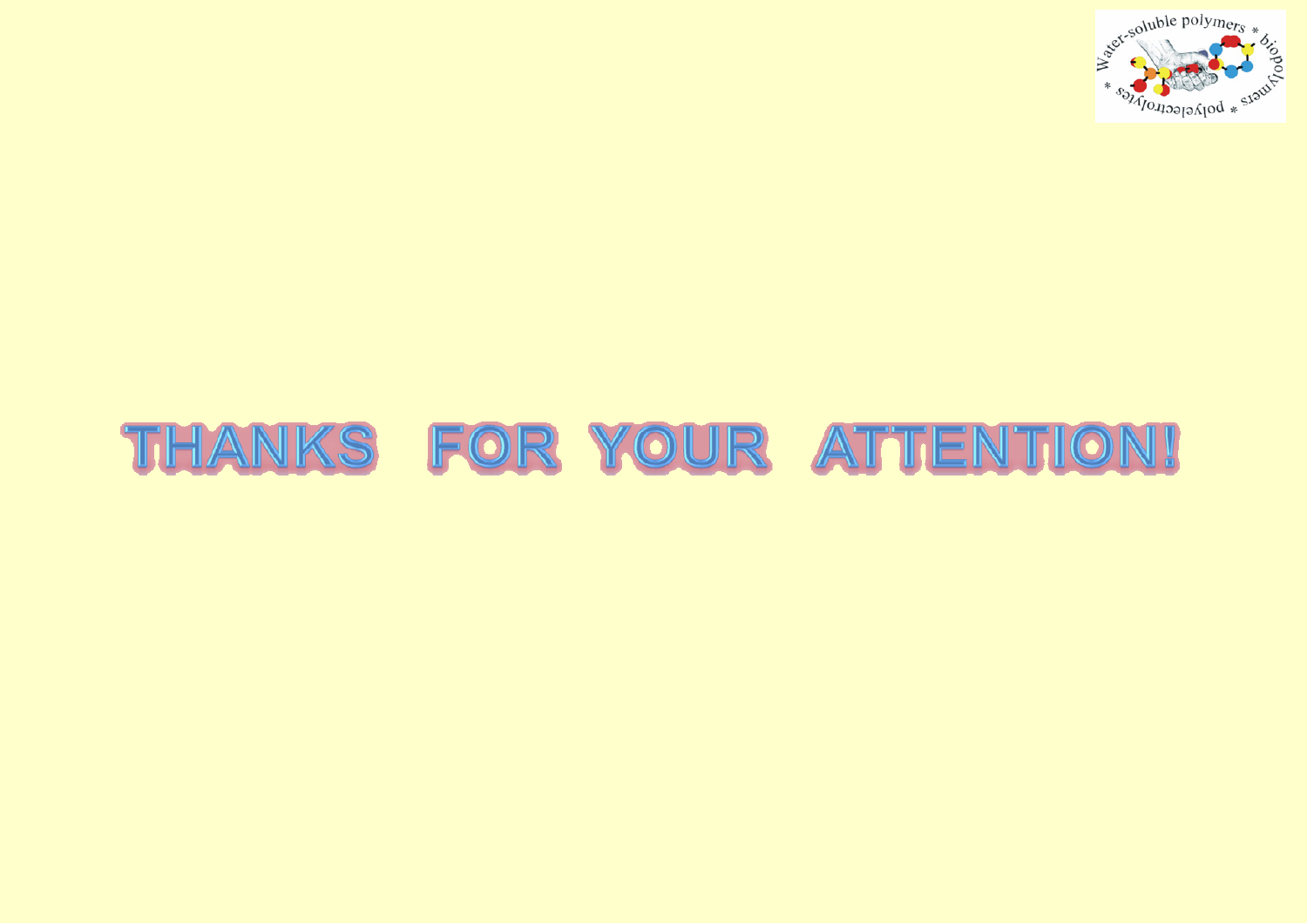# THANKS FOR YOUR ATTENTION!